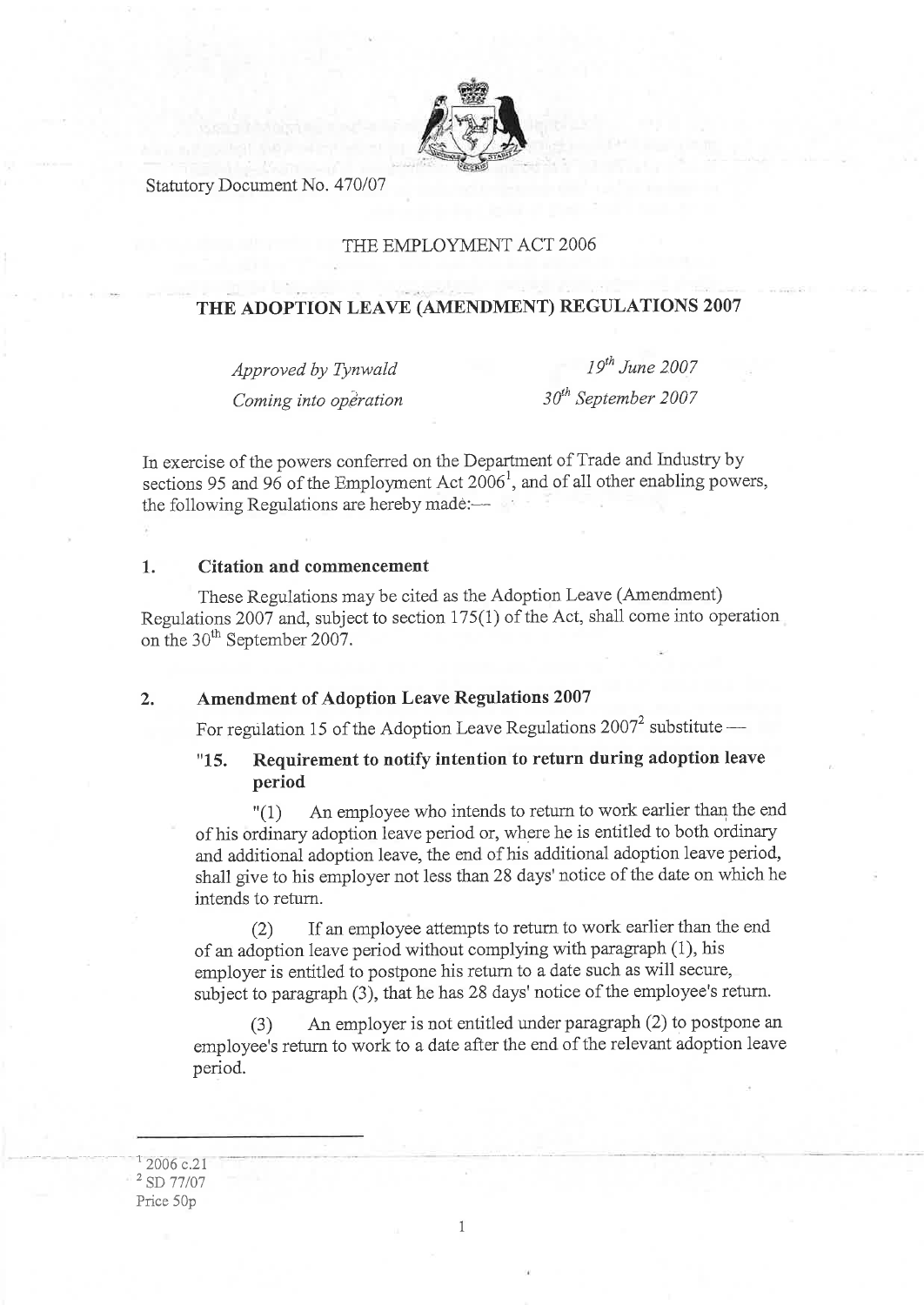Statutory Document No. 470/07

THE EMPLOYMENT ACT 2006

# THE ADOPTION LEAVE (AMENDMENT) REGULATIONS 2007

*Approved by Tynwald* — *19th June 2007*

*Coming into operation* — *30th September 2007*

In exercise of the powers conferred on the Department of Trade and Industry by sections 95 and 96 of the Employment Act 2006[1], and of all other enabling powers, the following Regulations are hereby made:—

## 1. Citation and commencement

These Regulations may be cited as the Adoption Leave (Amendment) Regulations 2007 and, subject to section 175(1) of the Act, shall come into operation on the 30th September 2007.

## 2. Amendment of Adoption Leave Regulations 2007

For regulation 15 of the Adoption Leave Regulations 2007[2] substitute —

### "15. Requirement to notify intention to return during adoption leave period

"(1) An employee who intends to return to work earlier than the end of his ordinary adoption leave period or, where he is entitled to both ordinary and additional adoption leave, the end of his additional adoption leave period, shall give to his employer not less than 28 days' notice of the date on which he intends to return.

(2) If an employee attempts to return to work earlier than the end of an adoption leave period without complying with paragraph (1), his employer is entitled to postpone his return to a date such as will secure, subject to paragraph (3), that he has 28 days' notice of the employee's return.

(3) An employer is not entitled under paragraph (2) to postpone an employee's return to work to a date after the end of the relevant adoption leave period.

---

[1] 2006 c.21

[2] SD 77/07

Price 50p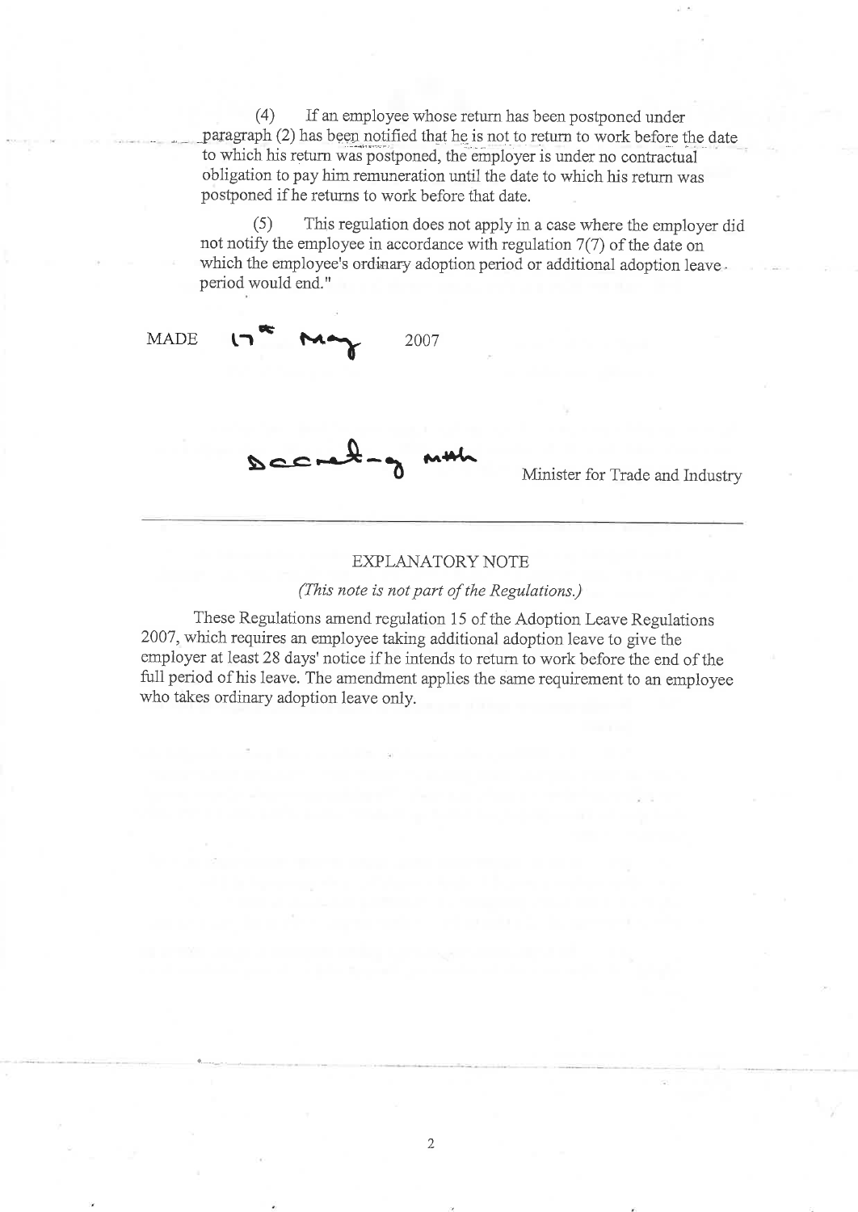(4) If an employee whose return has been postponed under paragraph (2) has been notified that he is not to return to work before the date to which his return was postponed, the employer is under no contractual obligation to pay him remuneration until the date to which his return was postponed if he returns to work before that date.

(5) This regulation does not apply in a case where the employer did not notify the employee in accordance with regulation 7(7) of the date on which the employee's ordinary adoption period or additional adoption leave period would end."

MADE 17th May 2007

Secretary Smith

Minister for Trade and Industry

---

EXPLANATORY NOTE

*(This note is not part of the Regulations.)*

These Regulations amend regulation 15 of the Adoption Leave Regulations 2007, which requires an employee taking additional adoption leave to give the employer at least 28 days' notice if he intends to return to work before the end of the full period of his leave. The amendment applies the same requirement to an employee who takes ordinary adoption leave only.